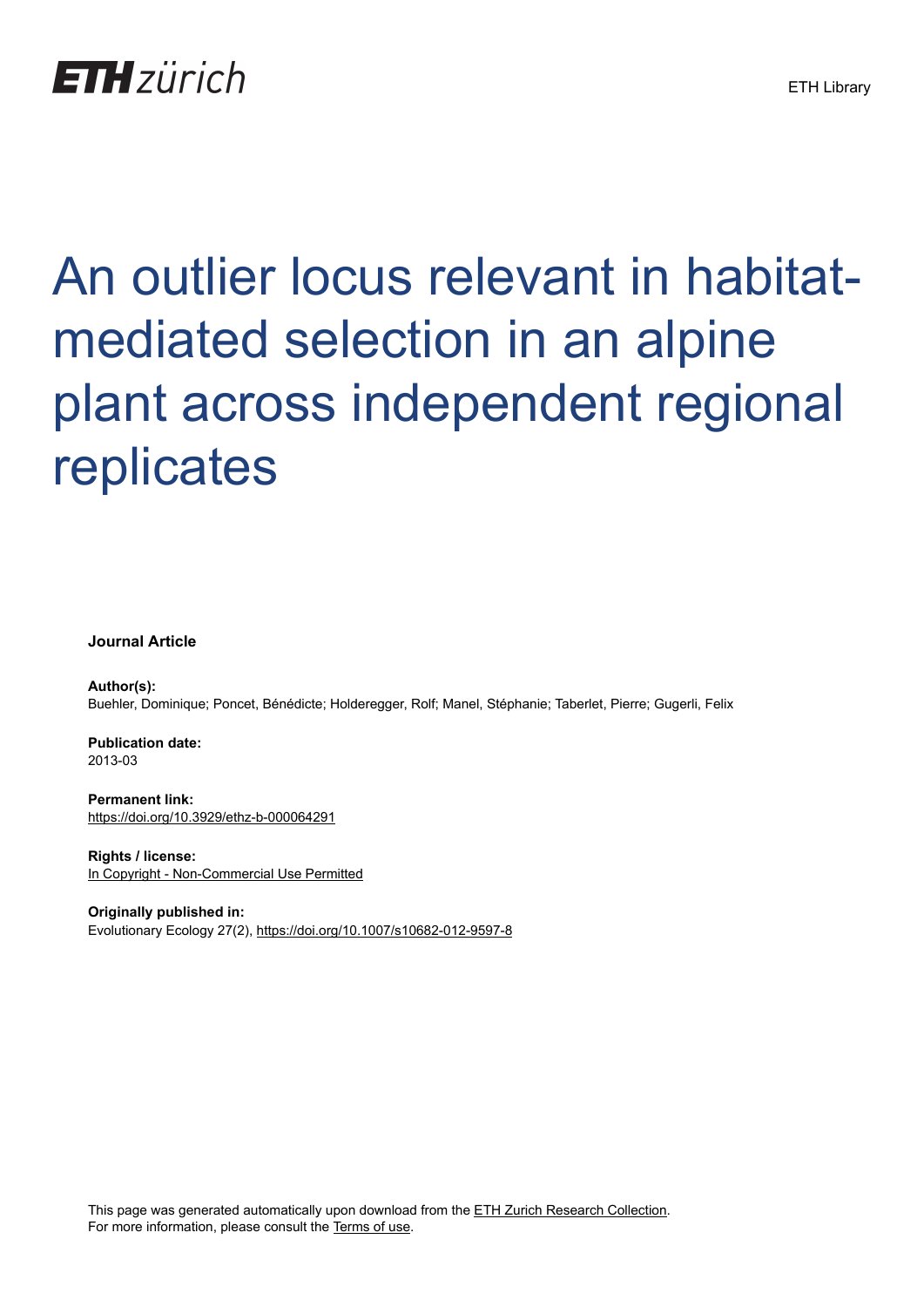ETH Library

# An outlier locus relevant in habitat-mediated selection in an alpine plant across independent regional replicates

**Journal Article**

**Author(s):**
Buehler, Dominique; Poncet, Bénédicte; Holderegger, Rolf; Manel, Stéphanie; Taberlet, Pierre; Gugerli, Felix

**Publication date:**
2013-03

**Permanent link:**
https://doi.org/10.3929/ethz-b-000064291

**Rights / license:**
In Copyright - Non-Commercial Use Permitted

**Originally published in:**
Evolutionary Ecology 27(2), https://doi.org/10.1007/s10682-012-9597-8

This page was generated automatically upon download from the ETH Zurich Research Collection.
For more information, please consult the Terms of use.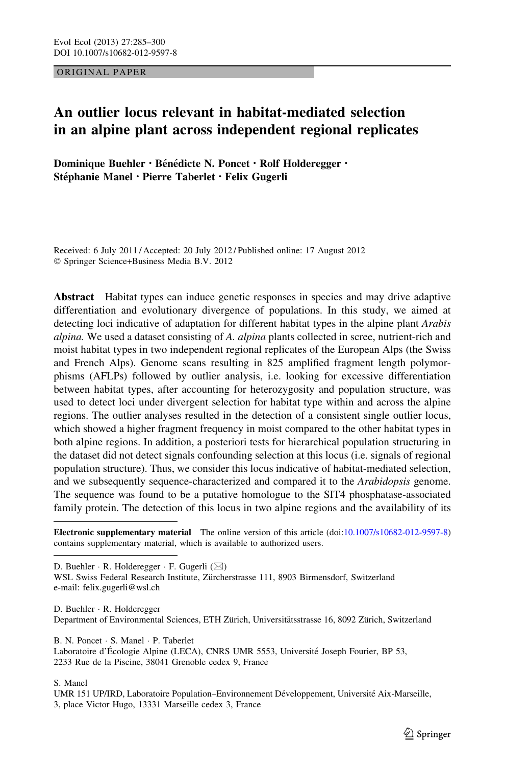ORIGINAL PAPER

# An outlier locus relevant in habitat-mediated selection in an alpine plant across independent regional replicates

**Dominique Buehler · Bénédicte N. Poncet · Rolf Holderegger · Stéphanie Manel · Pierre Taberlet · Felix Gugerli**

Received: 6 July 2011 / Accepted: 20 July 2012 / Published online: 17 August 2012
© Springer Science+Business Media B.V. 2012

**Abstract** Habitat types can induce genetic responses in species and may drive adaptive differentiation and evolutionary divergence of populations. In this study, we aimed at detecting loci indicative of adaptation for different habitat types in the alpine plant *Arabis alpina.* We used a dataset consisting of *A. alpina* plants collected in scree, nutrient-rich and moist habitat types in two independent regional replicates of the European Alps (the Swiss and French Alps). Genome scans resulting in 825 amplified fragment length polymorphisms (AFLPs) followed by outlier analysis, i.e. looking for excessive differentiation between habitat types, after accounting for heterozygosity and population structure, was used to detect loci under divergent selection for habitat type within and across the alpine regions. The outlier analyses resulted in the detection of a consistent single outlier locus, which showed a higher fragment frequency in moist compared to the other habitat types in both alpine regions. In addition, a posteriori tests for hierarchical population structuring in the dataset did not detect signals confounding selection at this locus (i.e. signals of regional population structure). Thus, we consider this locus indicative of habitat-mediated selection, and we subsequently sequence-characterized and compared it to the *Arabidopsis* genome. The sequence was found to be a putative homologue to the SIT4 phosphatase-associated family protein. The detection of this locus in two alpine regions and the availability of its

**Electronic supplementary material** The online version of this article (doi:10.1007/s10682-012-9597-8) contains supplementary material, which is available to authorized users.

D. Buehler · R. Holderegger · F. Gugerli (✉)
WSL Swiss Federal Research Institute, Zürcherstrasse 111, 8903 Birmensdorf, Switzerland
e-mail: felix.gugerli@wsl.ch

D. Buehler · R. Holderegger
Department of Environmental Sciences, ETH Zürich, Universitätsstrasse 16, 8092 Zürich, Switzerland

B. N. Poncet · S. Manel · P. Taberlet
Laboratoire d'Écologie Alpine (LECA), CNRS UMR 5553, Université Joseph Fourier, BP 53, 2233 Rue de la Piscine, 38041 Grenoble cedex 9, France

S. Manel
UMR 151 UP/IRD, Laboratoire Population–Environnement Développement, Université Aix-Marseille, 3, place Victor Hugo, 13331 Marseille cedex 3, France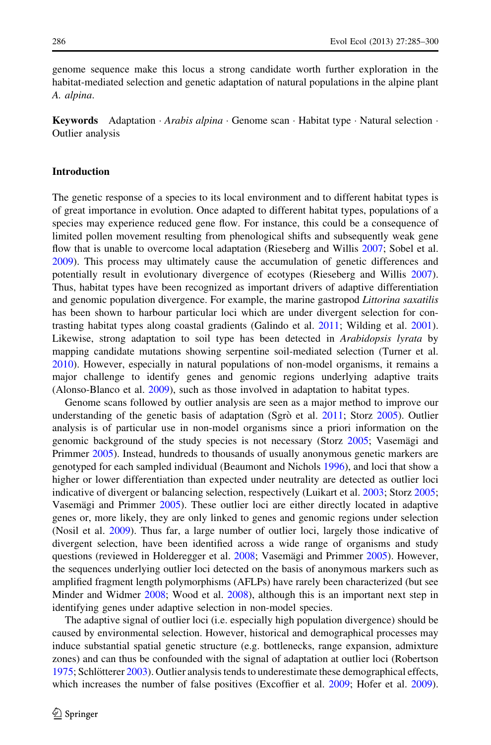genome sequence make this locus a strong candidate worth further exploration in the habitat-mediated selection and genetic adaptation of natural populations in the alpine plant *A. alpina*.

**Keywords** Adaptation · *Arabis alpina* · Genome scan · Habitat type · Natural selection · Outlier analysis

## Introduction

The genetic response of a species to its local environment and to different habitat types is of great importance in evolution. Once adapted to different habitat types, populations of a species may experience reduced gene flow. For instance, this could be a consequence of limited pollen movement resulting from phenological shifts and subsequently weak gene flow that is unable to overcome local adaptation (Rieseberg and Willis 2007; Sobel et al. 2009). This process may ultimately cause the accumulation of genetic differences and potentially result in evolutionary divergence of ecotypes (Rieseberg and Willis 2007). Thus, habitat types have been recognized as important drivers of adaptive differentiation and genomic population divergence. For example, the marine gastropod *Littorina saxatilis* has been shown to harbour particular loci which are under divergent selection for contrasting habitat types along coastal gradients (Galindo et al. 2011; Wilding et al. 2001). Likewise, strong adaptation to soil type has been detected in *Arabidopsis lyrata* by mapping candidate mutations showing serpentine soil-mediated selection (Turner et al. 2010). However, especially in natural populations of non-model organisms, it remains a major challenge to identify genes and genomic regions underlying adaptive traits (Alonso-Blanco et al. 2009), such as those involved in adaptation to habitat types.

Genome scans followed by outlier analysis are seen as a major method to improve our understanding of the genetic basis of adaptation (Sgrò et al. 2011; Storz 2005). Outlier analysis is of particular use in non-model organisms since a priori information on the genomic background of the study species is not necessary (Storz 2005; Vasemägi and Primmer 2005). Instead, hundreds to thousands of usually anonymous genetic markers are genotyped for each sampled individual (Beaumont and Nichols 1996), and loci that show a higher or lower differentiation than expected under neutrality are detected as outlier loci indicative of divergent or balancing selection, respectively (Luikart et al. 2003; Storz 2005; Vasemägi and Primmer 2005). These outlier loci are either directly located in adaptive genes or, more likely, they are only linked to genes and genomic regions under selection (Nosil et al. 2009). Thus far, a large number of outlier loci, largely those indicative of divergent selection, have been identified across a wide range of organisms and study questions (reviewed in Holderegger et al. 2008; Vasemägi and Primmer 2005). However, the sequences underlying outlier loci detected on the basis of anonymous markers such as amplified fragment length polymorphisms (AFLPs) have rarely been characterized (but see Minder and Widmer 2008; Wood et al. 2008), although this is an important next step in identifying genes under adaptive selection in non-model species.

The adaptive signal of outlier loci (i.e. especially high population divergence) should be caused by environmental selection. However, historical and demographical processes may induce substantial spatial genetic structure (e.g. bottlenecks, range expansion, admixture zones) and can thus be confounded with the signal of adaptation at outlier loci (Robertson 1975; Schlötterer 2003). Outlier analysis tends to underestimate these demographical effects, which increases the number of false positives (Excoffier et al. 2009; Hofer et al. 2009).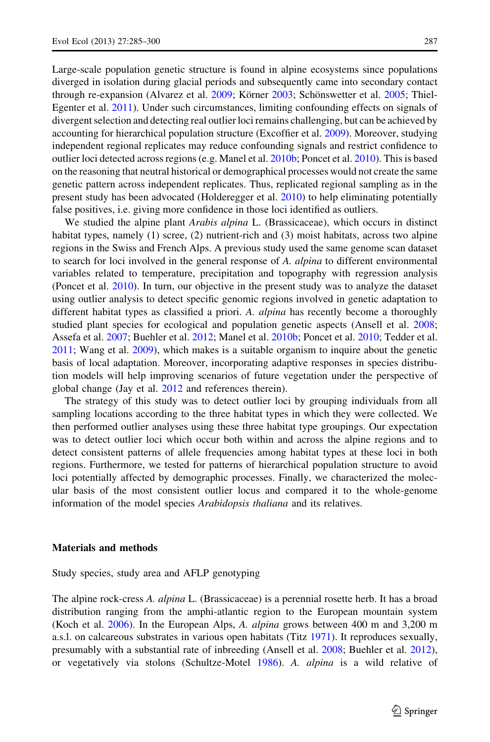Large-scale population genetic structure is found in alpine ecosystems since populations diverged in isolation during glacial periods and subsequently came into secondary contact through re-expansion (Alvarez et al. 2009; Körner 2003; Schönswetter et al. 2005; Thiel-Egenter et al. 2011). Under such circumstances, limiting confounding effects on signals of divergent selection and detecting real outlier loci remains challenging, but can be achieved by accounting for hierarchical population structure (Excoffier et al. 2009). Moreover, studying independent regional replicates may reduce confounding signals and restrict confidence to outlier loci detected across regions (e.g. Manel et al. 2010b; Poncet et al. 2010). This is based on the reasoning that neutral historical or demographical processes would not create the same genetic pattern across independent replicates. Thus, replicated regional sampling as in the present study has been advocated (Holderegger et al. 2010) to help eliminating potentially false positives, i.e. giving more confidence in those loci identified as outliers.

We studied the alpine plant *Arabis alpina* L. (Brassicaceae), which occurs in distinct habitat types, namely (1) scree, (2) nutrient-rich and (3) moist habitats, across two alpine regions in the Swiss and French Alps. A previous study used the same genome scan dataset to search for loci involved in the general response of *A. alpina* to different environmental variables related to temperature, precipitation and topography with regression analysis (Poncet et al. 2010). In turn, our objective in the present study was to analyze the dataset using outlier analysis to detect specific genomic regions involved in genetic adaptation to different habitat types as classified a priori. *A. alpina* has recently become a thoroughly studied plant species for ecological and population genetic aspects (Ansell et al. 2008; Assefa et al. 2007; Buehler et al. 2012; Manel et al. 2010b; Poncet et al. 2010; Tedder et al. 2011; Wang et al. 2009), which makes is a suitable organism to inquire about the genetic basis of local adaptation. Moreover, incorporating adaptive responses in species distribution models will help improving scenarios of future vegetation under the perspective of global change (Jay et al. 2012 and references therein).

The strategy of this study was to detect outlier loci by grouping individuals from all sampling locations according to the three habitat types in which they were collected. We then performed outlier analyses using these three habitat type groupings. Our expectation was to detect outlier loci which occur both within and across the alpine regions and to detect consistent patterns of allele frequencies among habitat types at these loci in both regions. Furthermore, we tested for patterns of hierarchical population structure to avoid loci potentially affected by demographic processes. Finally, we characterized the molecular basis of the most consistent outlier locus and compared it to the whole-genome information of the model species *Arabidopsis thaliana* and its relatives.

## Materials and methods

### Study species, study area and AFLP genotyping

The alpine rock-cress *A. alpina* L. (Brassicaceae) is a perennial rosette herb. It has a broad distribution ranging from the amphi-atlantic region to the European mountain system (Koch et al. 2006). In the European Alps, *A. alpina* grows between 400 m and 3,200 m a.s.l. on calcareous substrates in various open habitats (Titz 1971). It reproduces sexually, presumably with a substantial rate of inbreeding (Ansell et al. 2008; Buehler et al. 2012), or vegetatively via stolons (Schultze-Motel 1986). *A. alpina* is a wild relative of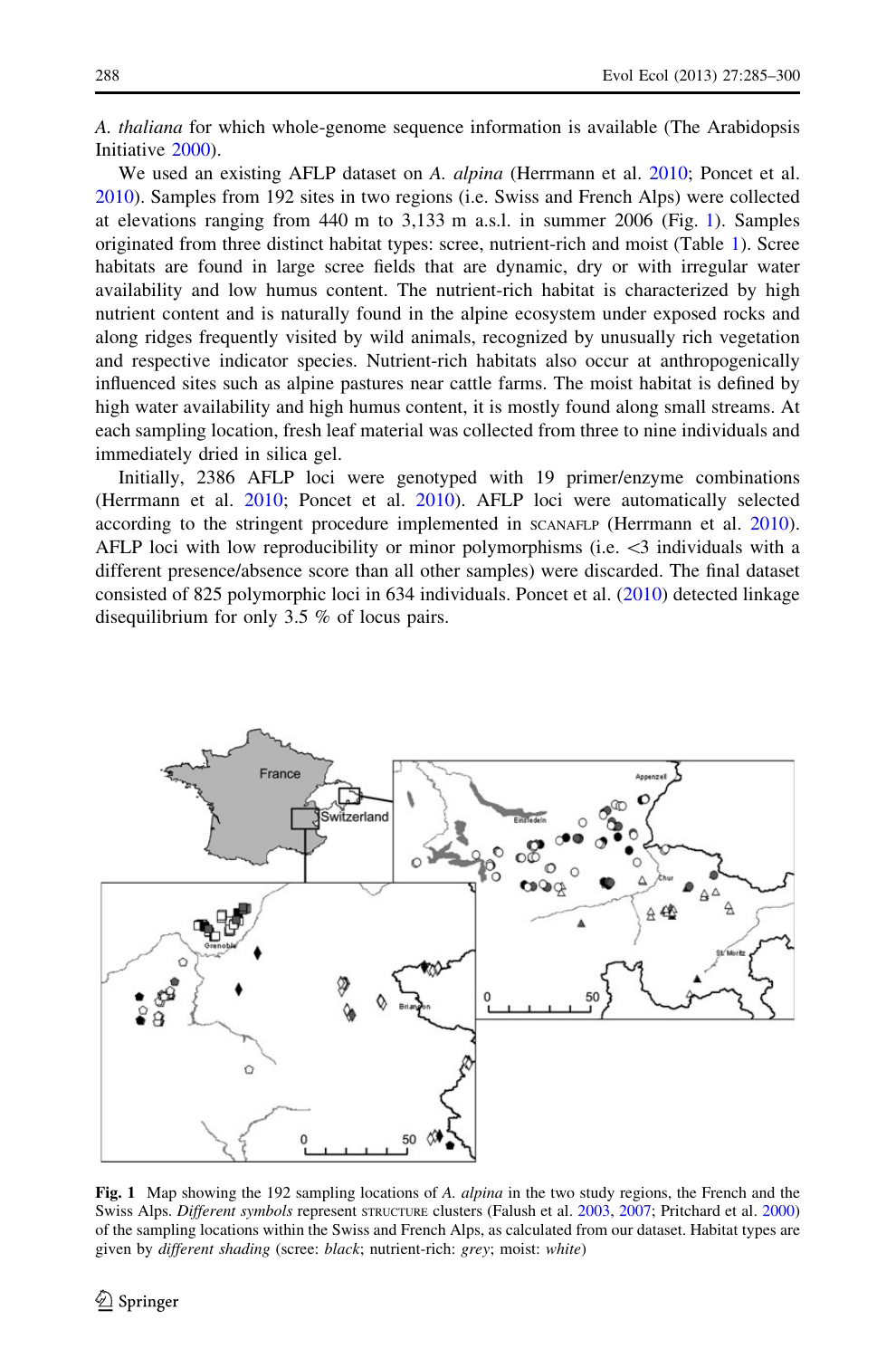*A. thaliana* for which whole-genome sequence information is available (The Arabidopsis Initiative 2000).

We used an existing AFLP dataset on *A. alpina* (Herrmann et al. 2010; Poncet et al. 2010). Samples from 192 sites in two regions (i.e. Swiss and French Alps) were collected at elevations ranging from 440 m to 3,133 m a.s.l. in summer 2006 (Fig. 1). Samples originated from three distinct habitat types: scree, nutrient-rich and moist (Table 1). Scree habitats are found in large scree fields that are dynamic, dry or with irregular water availability and low humus content. The nutrient-rich habitat is characterized by high nutrient content and is naturally found in the alpine ecosystem under exposed rocks and along ridges frequently visited by wild animals, recognized by unusually rich vegetation and respective indicator species. Nutrient-rich habitats also occur at anthropogenically influenced sites such as alpine pastures near cattle farms. The moist habitat is defined by high water availability and high humus content, it is mostly found along small streams. At each sampling location, fresh leaf material was collected from three to nine individuals and immediately dried in silica gel.

Initially, 2386 AFLP loci were genotyped with 19 primer/enzyme combinations (Herrmann et al. 2010; Poncet et al. 2010). AFLP loci were automatically selected according to the stringent procedure implemented in SCANAFLP (Herrmann et al. 2010). AFLP loci with low reproducibility or minor polymorphisms (i.e. <3 individuals with a different presence/absence score than all other samples) were discarded. The final dataset consisted of 825 polymorphic loci in 634 individuals. Poncet et al. (2010) detected linkage disequilibrium for only 3.5 % of locus pairs.

**Fig. 1** Map showing the 192 sampling locations of *A. alpina* in the two study regions, the French and the Swiss Alps. *Different symbols* represent STRUCTURE clusters (Falush et al. 2003, 2007; Pritchard et al. 2000) of the sampling locations within the Swiss and French Alps, as calculated from our dataset. Habitat types are given by *different shading* (scree: *black*; nutrient-rich: *grey*; moist: *white*)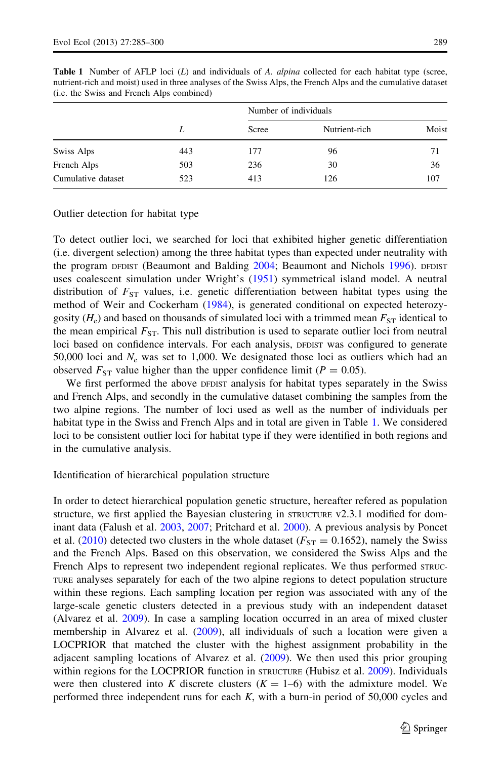**Table 1** Number of AFLP loci (*L*) and individuals of *A. alpina* collected for each habitat type (scree, nutrient-rich and moist) used in three analyses of the Swiss Alps, the French Alps and the cumulative dataset (i.e. the Swiss and French Alps combined)

| | *L* | Number of individuals | | |
|---|---|---|---|---|
| | | Scree | Nutrient-rich | Moist |
| Swiss Alps | 443 | 177 | 96 | 71 |
| French Alps | 503 | 236 | 30 | 36 |
| Cumulative dataset | 523 | 413 | 126 | 107 |

### Outlier detection for habitat type

To detect outlier loci, we searched for loci that exhibited higher genetic differentiation (i.e. divergent selection) among the three habitat types than expected under neutrality with the program DFDIST (Beaumont and Balding 2004; Beaumont and Nichols 1996). DFDIST uses coalescent simulation under Wright's (1951) symmetrical island model. A neutral distribution of $F_{ST}$ values, i.e. genetic differentiation between habitat types using the method of Weir and Cockerham (1984), is generated conditional on expected heterozygosity ($H_e$) and based on thousands of simulated loci with a trimmed mean $F_{ST}$ identical to the mean empirical $F_{ST}$. This null distribution is used to separate outlier loci from neutral loci based on confidence intervals. For each analysis, DFDIST was configured to generate 50,000 loci and $N_e$ was set to 1,000. We designated those loci as outliers which had an observed $F_{ST}$ value higher than the upper confidence limit ($P = 0.05$).

We first performed the above DFDIST analysis for habitat types separately in the Swiss and French Alps, and secondly in the cumulative dataset combining the samples from the two alpine regions. The number of loci used as well as the number of individuals per habitat type in the Swiss and French Alps and in total are given in Table 1. We considered loci to be consistent outlier loci for habitat type if they were identified in both regions and in the cumulative analysis.

### Identification of hierarchical population structure

In order to detect hierarchical population genetic structure, hereafter refered as population structure, we first applied the Bayesian clustering in STRUCTURE v2.3.1 modified for dominant data (Falush et al. 2003, 2007; Pritchard et al. 2000). A previous analysis by Poncet et al. (2010) detected two clusters in the whole dataset ($F_{ST} = 0.1652$), namely the Swiss and the French Alps. Based on this observation, we considered the Swiss Alps and the French Alps to represent two independent regional replicates. We thus performed STRUCTURE analyses separately for each of the two alpine regions to detect population structure within these regions. Each sampling location per region was associated with any of the large-scale genetic clusters detected in a previous study with an independent dataset (Alvarez et al. 2009). In case a sampling location occurred in an area of mixed cluster membership in Alvarez et al. (2009), all individuals of such a location were given a LOCPRIOR that matched the cluster with the highest assignment probability in the adjacent sampling locations of Alvarez et al. (2009). We then used this prior grouping within regions for the LOCPRIOR function in STRUCTURE (Hubisz et al. 2009). Individuals were then clustered into $K$ discrete clusters ($K = 1$–$6$) with the admixture model. We performed three independent runs for each $K$, with a burn-in period of 50,000 cycles and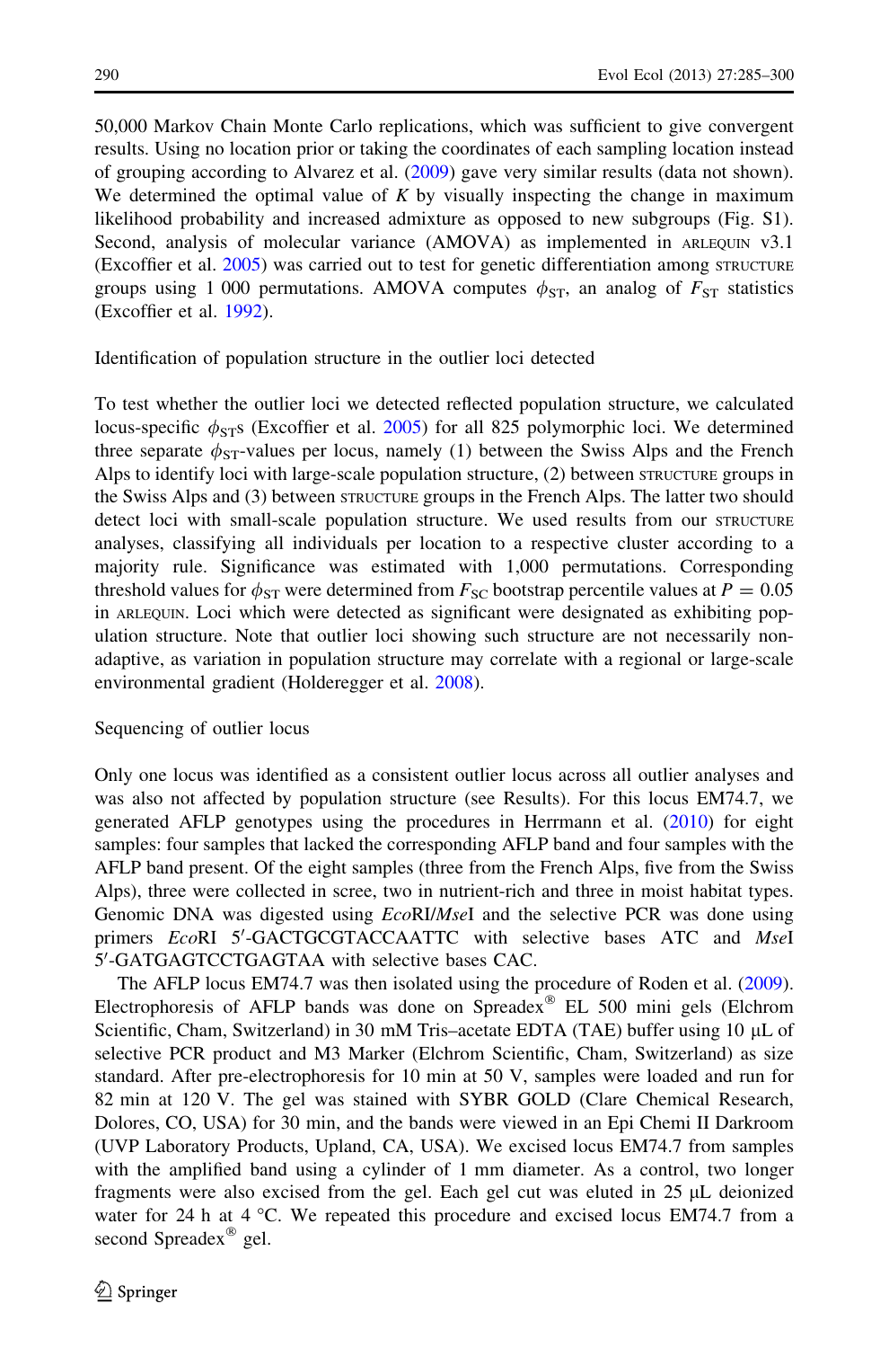50,000 Markov Chain Monte Carlo replications, which was sufficient to give convergent results. Using no location prior or taking the coordinates of each sampling location instead of grouping according to Alvarez et al. (2009) gave very similar results (data not shown). We determined the optimal value of $K$ by visually inspecting the change in maximum likelihood probability and increased admixture as opposed to new subgroups (Fig. S1). Second, analysis of molecular variance (AMOVA) as implemented in ARLEQUIN v3.1 (Excoffier et al. 2005) was carried out to test for genetic differentiation among STRUCTURE groups using 1 000 permutations. AMOVA computes $\phi_{ST}$, an analog of $F_{ST}$ statistics (Excoffier et al. 1992).

## Identification of population structure in the outlier loci detected

To test whether the outlier loci we detected reflected population structure, we calculated locus-specific $\phi_{ST}$s (Excoffier et al. 2005) for all 825 polymorphic loci. We determined three separate $\phi_{ST}$-values per locus, namely (1) between the Swiss Alps and the French Alps to identify loci with large-scale population structure, (2) between STRUCTURE groups in the Swiss Alps and (3) between STRUCTURE groups in the French Alps. The latter two should detect loci with small-scale population structure. We used results from our STRUCTURE analyses, classifying all individuals per location to a respective cluster according to a majority rule. Significance was estimated with 1,000 permutations. Corresponding threshold values for $\phi_{ST}$ were determined from $F_{SC}$ bootstrap percentile values at $P = 0.05$ in ARLEQUIN. Loci which were detected as significant were designated as exhibiting population structure. Note that outlier loci showing such structure are not necessarily non-adaptive, as variation in population structure may correlate with a regional or large-scale environmental gradient (Holderegger et al. 2008).

## Sequencing of outlier locus

Only one locus was identified as a consistent outlier locus across all outlier analyses and was also not affected by population structure (see Results). For this locus EM74.7, we generated AFLP genotypes using the procedures in Herrmann et al. (2010) for eight samples: four samples that lacked the corresponding AFLP band and four samples with the AFLP band present. Of the eight samples (three from the French Alps, five from the Swiss Alps), three were collected in scree, two in nutrient-rich and three in moist habitat types. Genomic DNA was digested using *Eco*RI/*Mse*I and the selective PCR was done using primers *Eco*RI 5′-GACTGCGTACCAATTC with selective bases ATC and *Mse*I 5′-GATGAGTCCTGAGTAA with selective bases CAC.

The AFLP locus EM74.7 was then isolated using the procedure of Roden et al. (2009). Electrophoresis of AFLP bands was done on Spreadex® EL 500 mini gels (Elchrom Scientific, Cham, Switzerland) in 30 mM Tris–acetate EDTA (TAE) buffer using 10 µL of selective PCR product and M3 Marker (Elchrom Scientific, Cham, Switzerland) as size standard. After pre-electrophoresis for 10 min at 50 V, samples were loaded and run for 82 min at 120 V. The gel was stained with SYBR GOLD (Clare Chemical Research, Dolores, CO, USA) for 30 min, and the bands were viewed in an Epi Chemi II Darkroom (UVP Laboratory Products, Upland, CA, USA). We excised locus EM74.7 from samples with the amplified band using a cylinder of 1 mm diameter. As a control, two longer fragments were also excised from the gel. Each gel cut was eluted in 25 µL deionized water for 24 h at 4 °C. We repeated this procedure and excised locus EM74.7 from a second Spreadex® gel.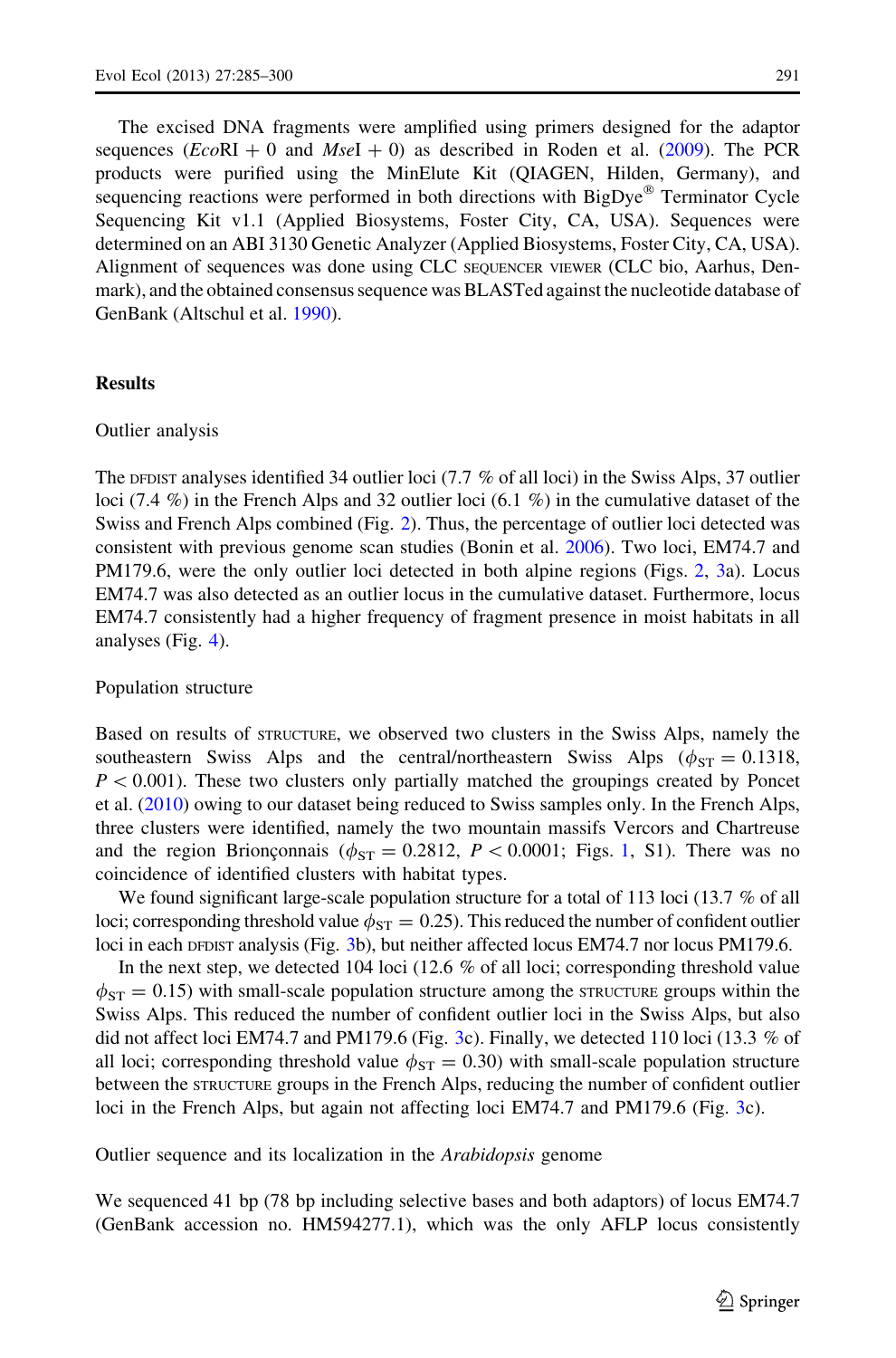The excised DNA fragments were amplified using primers designed for the adaptor sequences (*Eco*RI + 0 and *Mse*I + 0) as described in Roden et al. (2009). The PCR products were purified using the MinElute Kit (QIAGEN, Hilden, Germany), and sequencing reactions were performed in both directions with BigDye® Terminator Cycle Sequencing Kit v1.1 (Applied Biosystems, Foster City, CA, USA). Sequences were determined on an ABI 3130 Genetic Analyzer (Applied Biosystems, Foster City, CA, USA). Alignment of sequences was done using CLC SEQUENCER VIEWER (CLC bio, Aarhus, Denmark), and the obtained consensus sequence was BLASTed against the nucleotide database of GenBank (Altschul et al. 1990).

## Results

### Outlier analysis

The DFDIST analyses identified 34 outlier loci (7.7 % of all loci) in the Swiss Alps, 37 outlier loci (7.4 %) in the French Alps and 32 outlier loci (6.1 %) in the cumulative dataset of the Swiss and French Alps combined (Fig. 2). Thus, the percentage of outlier loci detected was consistent with previous genome scan studies (Bonin et al. 2006). Two loci, EM74.7 and PM179.6, were the only outlier loci detected in both alpine regions (Figs. 2, 3a). Locus EM74.7 was also detected as an outlier locus in the cumulative dataset. Furthermore, locus EM74.7 consistently had a higher frequency of fragment presence in moist habitats in all analyses (Fig. 4).

### Population structure

Based on results of STRUCTURE, we observed two clusters in the Swiss Alps, namely the southeastern Swiss Alps and the central/northeastern Swiss Alps ($\phi_{ST} = 0.1318$, $P < 0.001$). These two clusters only partially matched the groupings created by Poncet et al. (2010) owing to our dataset being reduced to Swiss samples only. In the French Alps, three clusters were identified, namely the two mountain massifs Vercors and Chartreuse and the region Brionçonnais ($\phi_{ST} = 0.2812$, $P < 0.0001$; Figs. 1, S1). There was no coincidence of identified clusters with habitat types.

We found significant large-scale population structure for a total of 113 loci (13.7 % of all loci; corresponding threshold value $\phi_{ST} = 0.25$). This reduced the number of confident outlier loci in each DFDIST analysis (Fig. 3b), but neither affected locus EM74.7 nor locus PM179.6.

In the next step, we detected 104 loci (12.6 % of all loci; corresponding threshold value $\phi_{ST} = 0.15$) with small-scale population structure among the STRUCTURE groups within the Swiss Alps. This reduced the number of confident outlier loci in the Swiss Alps, but also did not affect loci EM74.7 and PM179.6 (Fig. 3c). Finally, we detected 110 loci (13.3 % of all loci; corresponding threshold value $\phi_{ST} = 0.30$) with small-scale population structure between the STRUCTURE groups in the French Alps, reducing the number of confident outlier loci in the French Alps, but again not affecting loci EM74.7 and PM179.6 (Fig. 3c).

### Outlier sequence and its localization in the *Arabidopsis* genome

We sequenced 41 bp (78 bp including selective bases and both adaptors) of locus EM74.7 (GenBank accession no. HM594277.1), which was the only AFLP locus consistently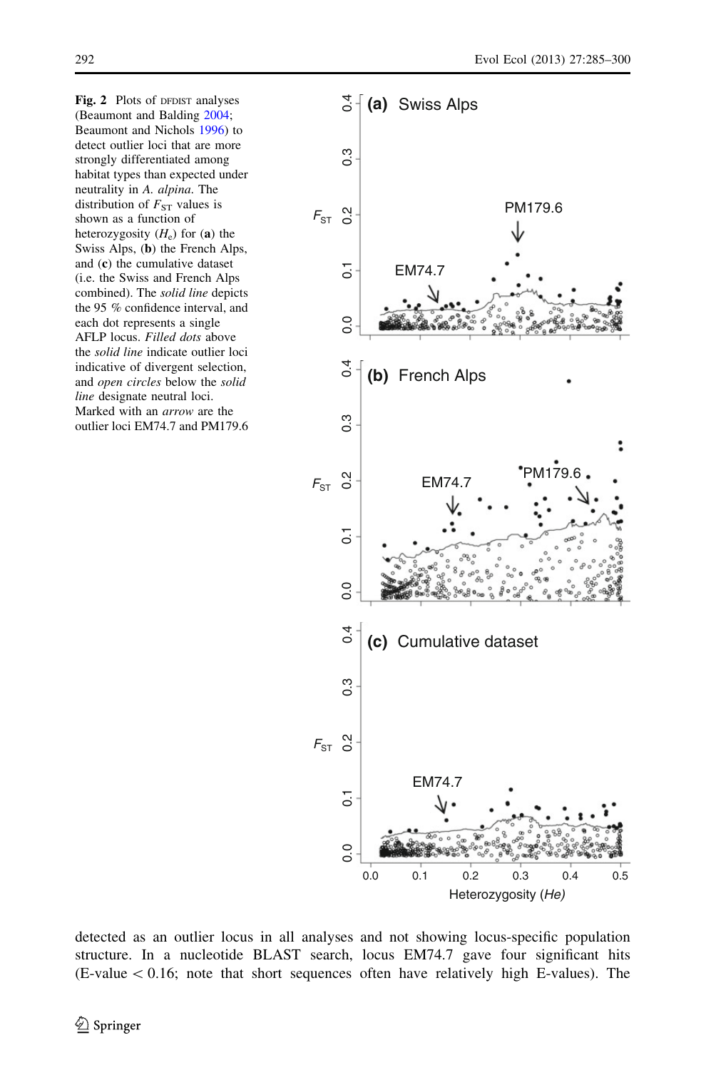**Fig. 2** Plots of DFDIST analyses (Beaumont and Balding 2004; Beaumont and Nichols 1996) to detect outlier loci that are more strongly differentiated among habitat types than expected under neutrality in *A. alpina*. The distribution of $F_{ST}$ values is shown as a function of heterozygosity ($H_e$) for (**a**) the Swiss Alps, (**b**) the French Alps, and (**c**) the cumulative dataset (i.e. the Swiss and French Alps combined). The *solid line* depicts the 95 % confidence interval, and each dot represents a single AFLP locus. *Filled dots* above the *solid line* indicate outlier loci indicative of divergent selection, and *open circles* below the *solid line* designate neutral loci. Marked with an *arrow* are the outlier loci EM74.7 and PM179.6

detected as an outlier locus in all analyses and not showing locus-specific population structure. In a nucleotide BLAST search, locus EM74.7 gave four significant hits (E-value < 0.16; note that short sequences often have relatively high E-values). The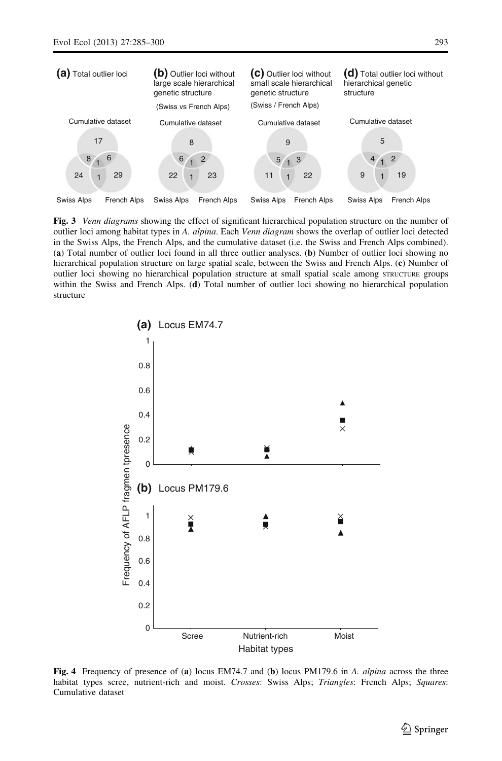**Fig. 3** *Venn diagrams* showing the effect of significant hierarchical population structure on the number of outlier loci among habitat types in *A. alpina*. Each *Venn diagram* shows the overlap of outlier loci detected in the Swiss Alps, the French Alps, and the cumulative dataset (i.e. the Swiss and French Alps combined). (**a**) Total number of outlier loci found in all three outlier analyses. (**b**) Number of outlier loci showing no hierarchical population structure on large spatial scale, between the Swiss and French Alps. (**c**) Number of outlier loci showing no hierarchical population structure at small spatial scale among STRUCTURE groups within the Swiss and French Alps. (**d**) Total number of outlier loci showing no hierarchical population structure

**Fig. 4** Frequency of presence of (**a**) locus EM74.7 and (**b**) locus PM179.6 in *A. alpina* across the three habitat types scree, nutrient-rich and moist. *Crosses*: Swiss Alps; *Triangles*: French Alps; *Squares*: Cumulative dataset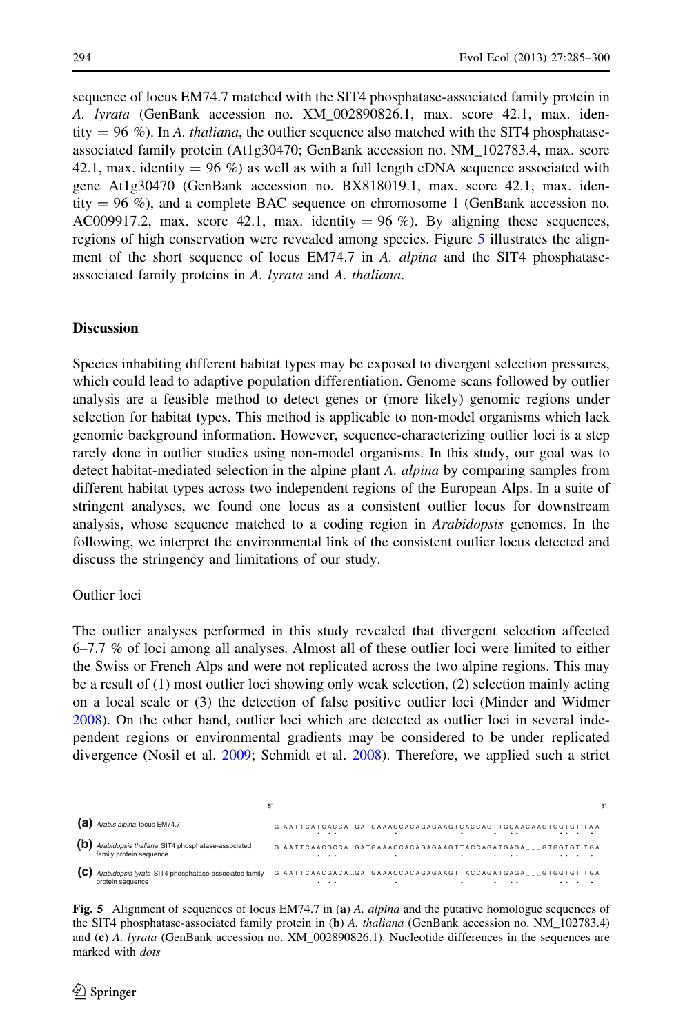sequence of locus EM74.7 matched with the SIT4 phosphatase-associated family protein in *A. lyrata* (GenBank accession no. XM_002890826.1, max. score 42.1, max. identity = 96 %). In *A. thaliana*, the outlier sequence also matched with the SIT4 phosphatase-associated family protein (At1g30470; GenBank accession no. NM_102783.4, max. score 42.1, max. identity = 96 %) as well as with a full length cDNA sequence associated with gene At1g30470 (GenBank accession no. BX818019.1, max. score 42.1, max. identity = 96 %), and a complete BAC sequence on chromosome 1 (GenBank accession no. AC009917.2, max. score 42.1, max. identity = 96 %). By aligning these sequences, regions of high conservation were revealed among species. Figure 5 illustrates the alignment of the short sequence of locus EM74.7 in *A. alpina* and the SIT4 phosphatase-associated family proteins in *A. lyrata* and *A. thaliana*.

## Discussion

Species inhabiting different habitat types may be exposed to divergent selection pressures, which could lead to adaptive population differentiation. Genome scans followed by outlier analysis are a feasible method to detect genes or (more likely) genomic regions under selection for habitat types. This method is applicable to non-model organisms which lack genomic background information. However, sequence-characterizing outlier loci is a step rarely done in outlier studies using non-model organisms. In this study, our goal was to detect habitat-mediated selection in the alpine plant *A. alpina* by comparing samples from different habitat types across two independent regions of the European Alps. In a suite of stringent analyses, we found one locus as a consistent outlier locus for downstream analysis, whose sequence matched to a coding region in *Arabidopsis* genomes. In the following, we interpret the environmental link of the consistent outlier locus detected and discuss the stringency and limitations of our study.

### Outlier loci

The outlier analyses performed in this study revealed that divergent selection affected 6–7.7 % of loci among all analyses. Almost all of these outlier loci were limited to either the Swiss or French Alps and were not replicated across the two alpine regions. This may be a result of (1) most outlier loci showing only weak selection, (2) selection mainly acting on a local scale or (3) the detection of false positive outlier loci (Minder and Widmer 2008). On the other hand, outlier loci which are detected as outlier loci in several independent regions or environmental gradients may be considered to be under replicated divergence (Nosil et al. 2009; Schmidt et al. 2008). Therefore, we applied such a strict

```
                                                              5'                                                        3'
(a) Arabis alpina locus EM74.7                               G'AATTCATCACCA  GATGAAACCACAGAGAAGTCACCAGTTGCAACAAGTGGTGT'TAA
(b) Arabidopsis thaliana SIT4 phosphatase-associated         G'AATTCAACGCCA...GATGAAACCACAGAGAAGTTACCAGATGAGA___GTGGTGT TGA
    family protein sequence
(c) Arabidopsis lyrata SIT4 phosphatase-associated family    G'AATTCAACGACA...GATGAAACCACAGAGAAGTTACCAGATGAGA___GTGGTGT TGA
    protein sequence
```

**Fig. 5** Alignment of sequences of locus EM74.7 in (**a**) *A. alpina* and the putative homologue sequences of the SIT4 phosphatase-associated family protein in (**b**) *A. thaliana* (GenBank accession no. NM_102783.4) and (**c**) *A. lyrata* (GenBank accession no. XM_002890826.1). Nucleotide differences in the sequences are marked with *dots*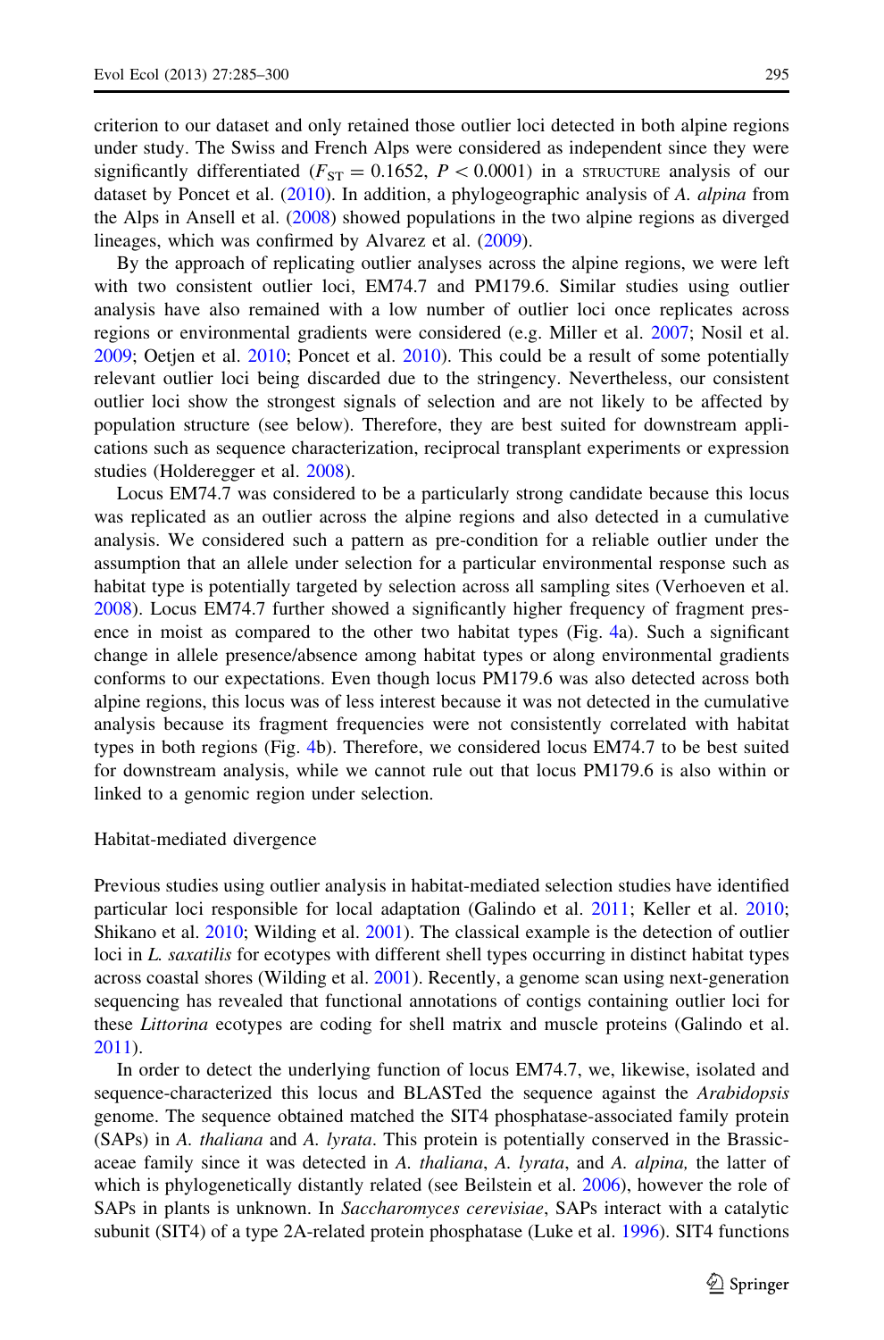criterion to our dataset and only retained those outlier loci detected in both alpine regions under study. The Swiss and French Alps were considered as independent since they were significantly differentiated ($F_{ST} = 0.1652$, $P < 0.0001$) in a STRUCTURE analysis of our dataset by Poncet et al. (2010). In addition, a phylogeographic analysis of *A. alpina* from the Alps in Ansell et al. (2008) showed populations in the two alpine regions as diverged lineages, which was confirmed by Alvarez et al. (2009).

By the approach of replicating outlier analyses across the alpine regions, we were left with two consistent outlier loci, EM74.7 and PM179.6. Similar studies using outlier analysis have also remained with a low number of outlier loci once replicates across regions or environmental gradients were considered (e.g. Miller et al. 2007; Nosil et al. 2009; Oetjen et al. 2010; Poncet et al. 2010). This could be a result of some potentially relevant outlier loci being discarded due to the stringency. Nevertheless, our consistent outlier loci show the strongest signals of selection and are not likely to be affected by population structure (see below). Therefore, they are best suited for downstream applications such as sequence characterization, reciprocal transplant experiments or expression studies (Holderegger et al. 2008).

Locus EM74.7 was considered to be a particularly strong candidate because this locus was replicated as an outlier across the alpine regions and also detected in a cumulative analysis. We considered such a pattern as pre-condition for a reliable outlier under the assumption that an allele under selection for a particular environmental response such as habitat type is potentially targeted by selection across all sampling sites (Verhoeven et al. 2008). Locus EM74.7 further showed a significantly higher frequency of fragment presence in moist as compared to the other two habitat types (Fig. 4a). Such a significant change in allele presence/absence among habitat types or along environmental gradients conforms to our expectations. Even though locus PM179.6 was also detected across both alpine regions, this locus was of less interest because it was not detected in the cumulative analysis because its fragment frequencies were not consistently correlated with habitat types in both regions (Fig. 4b). Therefore, we considered locus EM74.7 to be best suited for downstream analysis, while we cannot rule out that locus PM179.6 is also within or linked to a genomic region under selection.

## Habitat-mediated divergence

Previous studies using outlier analysis in habitat-mediated selection studies have identified particular loci responsible for local adaptation (Galindo et al. 2011; Keller et al. 2010; Shikano et al. 2010; Wilding et al. 2001). The classical example is the detection of outlier loci in *L. saxatilis* for ecotypes with different shell types occurring in distinct habitat types across coastal shores (Wilding et al. 2001). Recently, a genome scan using next-generation sequencing has revealed that functional annotations of contigs containing outlier loci for these *Littorina* ecotypes are coding for shell matrix and muscle proteins (Galindo et al. 2011).

In order to detect the underlying function of locus EM74.7, we, likewise, isolated and sequence-characterized this locus and BLASTed the sequence against the *Arabidopsis* genome. The sequence obtained matched the SIT4 phosphatase-associated family protein (SAPs) in *A. thaliana* and *A. lyrata*. This protein is potentially conserved in the Brassicaceae family since it was detected in *A. thaliana*, *A. lyrata*, and *A. alpina,* the latter of which is phylogenetically distantly related (see Beilstein et al. 2006), however the role of SAPs in plants is unknown. In *Saccharomyces cerevisiae*, SAPs interact with a catalytic subunit (SIT4) of a type 2A-related protein phosphatase (Luke et al. 1996). SIT4 functions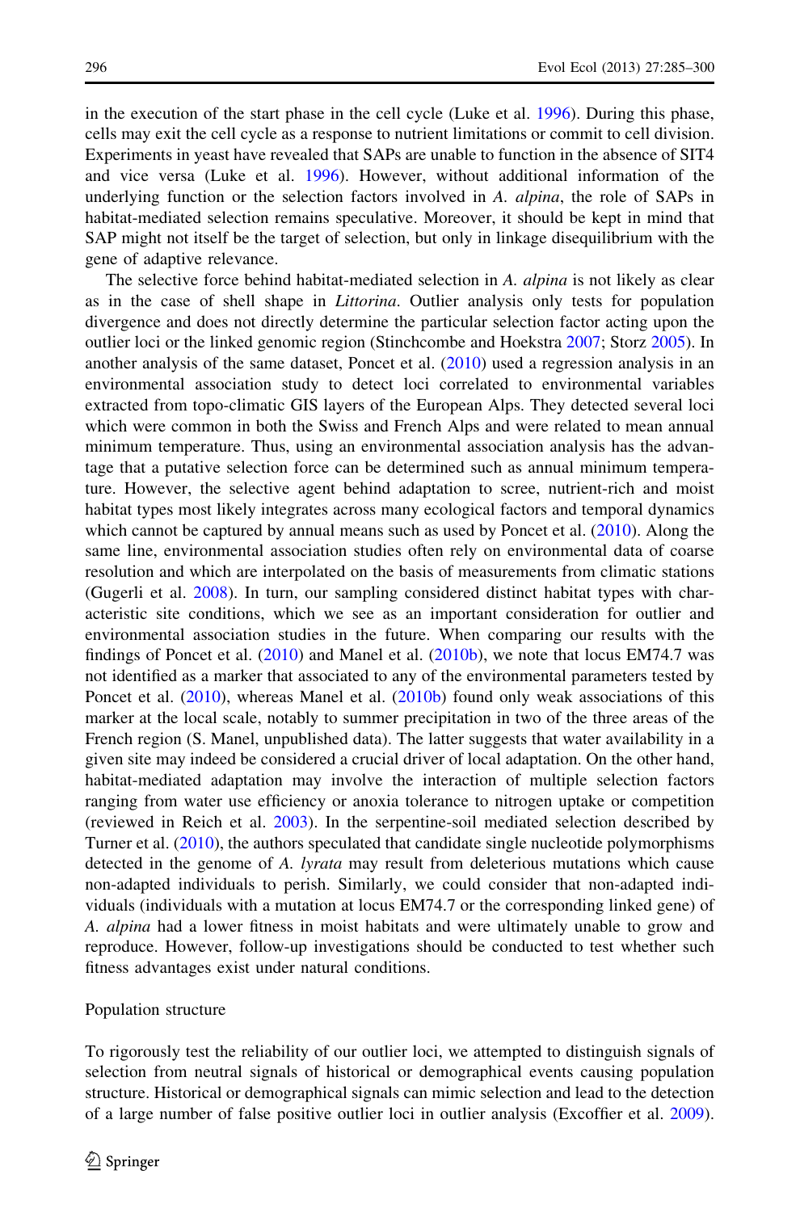in the execution of the start phase in the cell cycle (Luke et al. 1996). During this phase, cells may exit the cell cycle as a response to nutrient limitations or commit to cell division. Experiments in yeast have revealed that SAPs are unable to function in the absence of SIT4 and vice versa (Luke et al. 1996). However, without additional information of the underlying function or the selection factors involved in *A. alpina*, the role of SAPs in habitat-mediated selection remains speculative. Moreover, it should be kept in mind that SAP might not itself be the target of selection, but only in linkage disequilibrium with the gene of adaptive relevance.

The selective force behind habitat-mediated selection in *A. alpina* is not likely as clear as in the case of shell shape in *Littorina*. Outlier analysis only tests for population divergence and does not directly determine the particular selection factor acting upon the outlier loci or the linked genomic region (Stinchcombe and Hoekstra 2007; Storz 2005). In another analysis of the same dataset, Poncet et al. (2010) used a regression analysis in an environmental association study to detect loci correlated to environmental variables extracted from topo-climatic GIS layers of the European Alps. They detected several loci which were common in both the Swiss and French Alps and were related to mean annual minimum temperature. Thus, using an environmental association analysis has the advantage that a putative selection force can be determined such as annual minimum temperature. However, the selective agent behind adaptation to scree, nutrient-rich and moist habitat types most likely integrates across many ecological factors and temporal dynamics which cannot be captured by annual means such as used by Poncet et al. (2010). Along the same line, environmental association studies often rely on environmental data of coarse resolution and which are interpolated on the basis of measurements from climatic stations (Gugerli et al. 2008). In turn, our sampling considered distinct habitat types with characteristic site conditions, which we see as an important consideration for outlier and environmental association studies in the future. When comparing our results with the findings of Poncet et al. (2010) and Manel et al. (2010b), we note that locus EM74.7 was not identified as a marker that associated to any of the environmental parameters tested by Poncet et al. (2010), whereas Manel et al. (2010b) found only weak associations of this marker at the local scale, notably to summer precipitation in two of the three areas of the French region (S. Manel, unpublished data). The latter suggests that water availability in a given site may indeed be considered a crucial driver of local adaptation. On the other hand, habitat-mediated adaptation may involve the interaction of multiple selection factors ranging from water use efficiency or anoxia tolerance to nitrogen uptake or competition (reviewed in Reich et al. 2003). In the serpentine-soil mediated selection described by Turner et al. (2010), the authors speculated that candidate single nucleotide polymorphisms detected in the genome of *A. lyrata* may result from deleterious mutations which cause non-adapted individuals to perish. Similarly, we could consider that non-adapted individuals (individuals with a mutation at locus EM74.7 or the corresponding linked gene) of *A. alpina* had a lower fitness in moist habitats and were ultimately unable to grow and reproduce. However, follow-up investigations should be conducted to test whether such fitness advantages exist under natural conditions.

## Population structure

To rigorously test the reliability of our outlier loci, we attempted to distinguish signals of selection from neutral signals of historical or demographical events causing population structure. Historical or demographical signals can mimic selection and lead to the detection of a large number of false positive outlier loci in outlier analysis (Excoffier et al. 2009).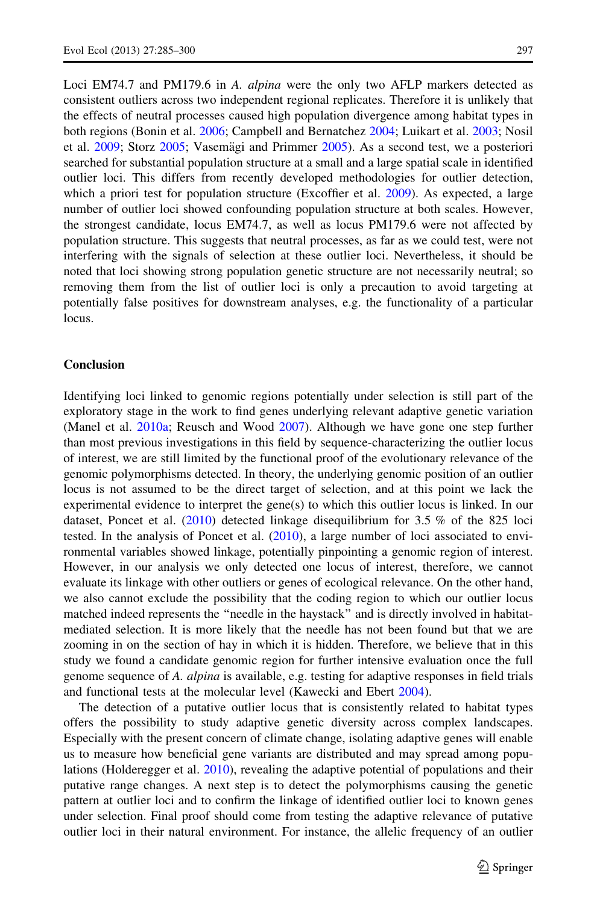Loci EM74.7 and PM179.6 in *A. alpina* were the only two AFLP markers detected as consistent outliers across two independent regional replicates. Therefore it is unlikely that the effects of neutral processes caused high population divergence among habitat types in both regions (Bonin et al. 2006; Campbell and Bernatchez 2004; Luikart et al. 2003; Nosil et al. 2009; Storz 2005; Vasemägi and Primmer 2005). As a second test, we a posteriori searched for substantial population structure at a small and a large spatial scale in identified outlier loci. This differs from recently developed methodologies for outlier detection, which a priori test for population structure (Excoffier et al. 2009). As expected, a large number of outlier loci showed confounding population structure at both scales. However, the strongest candidate, locus EM74.7, as well as locus PM179.6 were not affected by population structure. This suggests that neutral processes, as far as we could test, were not interfering with the signals of selection at these outlier loci. Nevertheless, it should be noted that loci showing strong population genetic structure are not necessarily neutral; so removing them from the list of outlier loci is only a precaution to avoid targeting at potentially false positives for downstream analyses, e.g. the functionality of a particular locus.

## Conclusion

Identifying loci linked to genomic regions potentially under selection is still part of the exploratory stage in the work to find genes underlying relevant adaptive genetic variation (Manel et al. 2010a; Reusch and Wood 2007). Although we have gone one step further than most previous investigations in this field by sequence-characterizing the outlier locus of interest, we are still limited by the functional proof of the evolutionary relevance of the genomic polymorphisms detected. In theory, the underlying genomic position of an outlier locus is not assumed to be the direct target of selection, and at this point we lack the experimental evidence to interpret the gene(s) to which this outlier locus is linked. In our dataset, Poncet et al. (2010) detected linkage disequilibrium for 3.5 % of the 825 loci tested. In the analysis of Poncet et al. (2010), a large number of loci associated to environmental variables showed linkage, potentially pinpointing a genomic region of interest. However, in our analysis we only detected one locus of interest, therefore, we cannot evaluate its linkage with other outliers or genes of ecological relevance. On the other hand, we also cannot exclude the possibility that the coding region to which our outlier locus matched indeed represents the "needle in the haystack" and is directly involved in habitat-mediated selection. It is more likely that the needle has not been found but that we are zooming in on the section of hay in which it is hidden. Therefore, we believe that in this study we found a candidate genomic region for further intensive evaluation once the full genome sequence of *A. alpina* is available, e.g. testing for adaptive responses in field trials and functional tests at the molecular level (Kawecki and Ebert 2004).

The detection of a putative outlier locus that is consistently related to habitat types offers the possibility to study adaptive genetic diversity across complex landscapes. Especially with the present concern of climate change, isolating adaptive genes will enable us to measure how beneficial gene variants are distributed and may spread among populations (Holderegger et al. 2010), revealing the adaptive potential of populations and their putative range changes. A next step is to detect the polymorphisms causing the genetic pattern at outlier loci and to confirm the linkage of identified outlier loci to known genes under selection. Final proof should come from testing the adaptive relevance of putative outlier loci in their natural environment. For instance, the allelic frequency of an outlier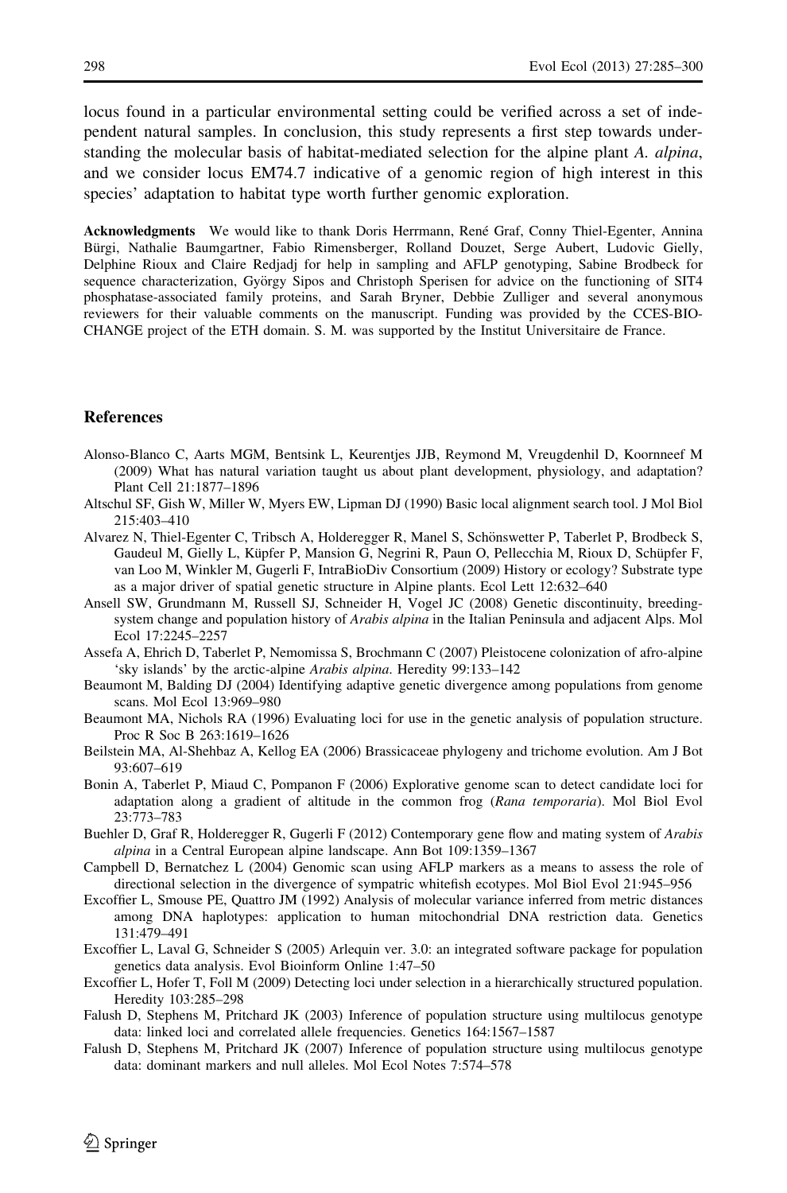locus found in a particular environmental setting could be verified across a set of independent natural samples. In conclusion, this study represents a first step towards understanding the molecular basis of habitat-mediated selection for the alpine plant *A. alpina*, and we consider locus EM74.7 indicative of a genomic region of high interest in this species' adaptation to habitat type worth further genomic exploration.

**Acknowledgments** We would like to thank Doris Herrmann, René Graf, Conny Thiel-Egenter, Annina Bürgi, Nathalie Baumgartner, Fabio Rimensberger, Rolland Douzet, Serge Aubert, Ludovic Gielly, Delphine Rioux and Claire Redjadj for help in sampling and AFLP genotyping, Sabine Brodbeck for sequence characterization, György Sipos and Christoph Sperisen for advice on the functioning of SIT4 phosphatase-associated family proteins, and Sarah Bryner, Debbie Zulliger and several anonymous reviewers for their valuable comments on the manuscript. Funding was provided by the CCES-BIO-CHANGE project of the ETH domain. S. M. was supported by the Institut Universitaire de France.

## References

Alonso-Blanco C, Aarts MGM, Bentsink L, Keurentjes JJB, Reymond M, Vreugdenhil D, Koornneef M (2009) What has natural variation taught us about plant development, physiology, and adaptation? Plant Cell 21:1877–1896

Altschul SF, Gish W, Miller W, Myers EW, Lipman DJ (1990) Basic local alignment search tool. J Mol Biol 215:403–410

Alvarez N, Thiel-Egenter C, Tribsch A, Holderegger R, Manel S, Schönswetter P, Taberlet P, Brodbeck S, Gaudeul M, Gielly L, Küpfer P, Mansion G, Negrini R, Paun O, Pellecchia M, Rioux D, Schüpfer F, van Loo M, Winkler M, Gugerli F, IntraBioDiv Consortium (2009) History or ecology? Substrate type as a major driver of spatial genetic structure in Alpine plants. Ecol Lett 12:632–640

Ansell SW, Grundmann M, Russell SJ, Schneider H, Vogel JC (2008) Genetic discontinuity, breeding-system change and population history of *Arabis alpina* in the Italian Peninsula and adjacent Alps. Mol Ecol 17:2245–2257

Assefa A, Ehrich D, Taberlet P, Nemomissa S, Brochmann C (2007) Pleistocene colonization of afro-alpine 'sky islands' by the arctic-alpine *Arabis alpina*. Heredity 99:133–142

Beaumont M, Balding DJ (2004) Identifying adaptive genetic divergence among populations from genome scans. Mol Ecol 13:969–980

Beaumont MA, Nichols RA (1996) Evaluating loci for use in the genetic analysis of population structure. Proc R Soc B 263:1619–1626

Beilstein MA, Al-Shehbaz A, Kellog EA (2006) Brassicaceae phylogeny and trichome evolution. Am J Bot 93:607–619

Bonin A, Taberlet P, Miaud C, Pompanon F (2006) Explorative genome scan to detect candidate loci for adaptation along a gradient of altitude in the common frog (*Rana temporaria*). Mol Biol Evol 23:773–783

Buehler D, Graf R, Holderegger R, Gugerli F (2012) Contemporary gene flow and mating system of *Arabis alpina* in a Central European alpine landscape. Ann Bot 109:1359–1367

Campbell D, Bernatchez L (2004) Genomic scan using AFLP markers as a means to assess the role of directional selection in the divergence of sympatric whitefish ecotypes. Mol Biol Evol 21:945–956

Excoffier L, Smouse PE, Quattro JM (1992) Analysis of molecular variance inferred from metric distances among DNA haplotypes: application to human mitochondrial DNA restriction data. Genetics 131:479–491

Excoffier L, Laval G, Schneider S (2005) Arlequin ver. 3.0: an integrated software package for population genetics data analysis. Evol Bioinform Online 1:47–50

Excoffier L, Hofer T, Foll M (2009) Detecting loci under selection in a hierarchically structured population. Heredity 103:285–298

Falush D, Stephens M, Pritchard JK (2003) Inference of population structure using multilocus genotype data: linked loci and correlated allele frequencies. Genetics 164:1567–1587

Falush D, Stephens M, Pritchard JK (2007) Inference of population structure using multilocus genotype data: dominant markers and null alleles. Mol Ecol Notes 7:574–578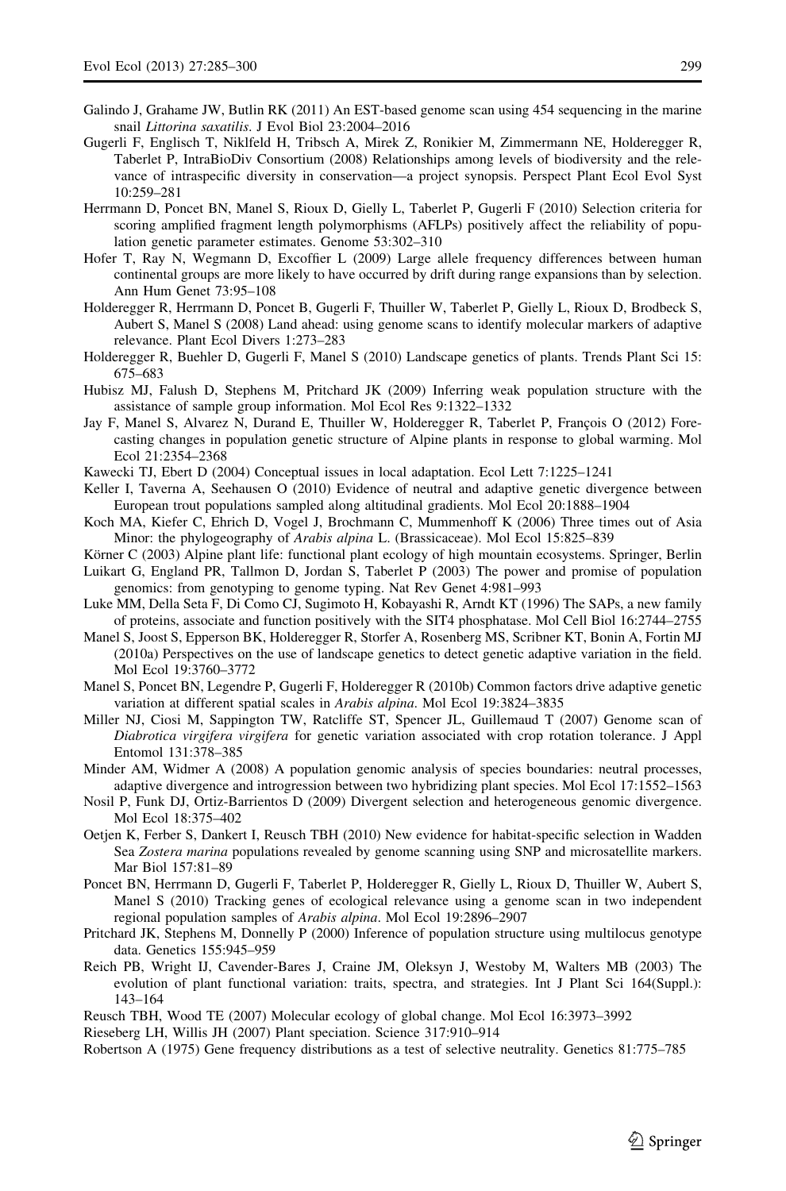Galindo J, Grahame JW, Butlin RK (2011) An EST-based genome scan using 454 sequencing in the marine snail *Littorina saxatilis*. J Evol Biol 23:2004–2016

Gugerli F, Englisch T, Niklfeld H, Tribsch A, Mirek Z, Ronikier M, Zimmermann NE, Holderegger R, Taberlet P, IntraBioDiv Consortium (2008) Relationships among levels of biodiversity and the relevance of intraspecific diversity in conservation—a project synopsis. Perspect Plant Ecol Evol Syst 10:259–281

Herrmann D, Poncet BN, Manel S, Rioux D, Gielly L, Taberlet P, Gugerli F (2010) Selection criteria for scoring amplified fragment length polymorphisms (AFLPs) positively affect the reliability of population genetic parameter estimates. Genome 53:302–310

Hofer T, Ray N, Wegmann D, Excoffier L (2009) Large allele frequency differences between human continental groups are more likely to have occurred by drift during range expansions than by selection. Ann Hum Genet 73:95–108

Holderegger R, Herrmann D, Poncet B, Gugerli F, Thuiller W, Taberlet P, Gielly L, Rioux D, Brodbeck S, Aubert S, Manel S (2008) Land ahead: using genome scans to identify molecular markers of adaptive relevance. Plant Ecol Divers 1:273–283

Holderegger R, Buehler D, Gugerli F, Manel S (2010) Landscape genetics of plants. Trends Plant Sci 15: 675–683

Hubisz MJ, Falush D, Stephens M, Pritchard JK (2009) Inferring weak population structure with the assistance of sample group information. Mol Ecol Res 9:1322–1332

Jay F, Manel S, Alvarez N, Durand E, Thuiller W, Holderegger R, Taberlet P, François O (2012) Forecasting changes in population genetic structure of Alpine plants in response to global warming. Mol Ecol 21:2354–2368

Kawecki TJ, Ebert D (2004) Conceptual issues in local adaptation. Ecol Lett 7:1225–1241

Keller I, Taverna A, Seehausen O (2010) Evidence of neutral and adaptive genetic divergence between European trout populations sampled along altitudinal gradients. Mol Ecol 20:1888–1904

Koch MA, Kiefer C, Ehrich D, Vogel J, Brochmann C, Mummenhoff K (2006) Three times out of Asia Minor: the phylogeography of *Arabis alpina* L. (Brassicaceae). Mol Ecol 15:825–839

Körner C (2003) Alpine plant life: functional plant ecology of high mountain ecosystems. Springer, Berlin

Luikart G, England PR, Tallmon D, Jordan S, Taberlet P (2003) The power and promise of population genomics: from genotyping to genome typing. Nat Rev Genet 4:981–993

Luke MM, Della Seta F, Di Como CJ, Sugimoto H, Kobayashi R, Arndt KT (1996) The SAPs, a new family of proteins, associate and function positively with the SIT4 phosphatase. Mol Cell Biol 16:2744–2755

Manel S, Joost S, Epperson BK, Holderegger R, Storfer A, Rosenberg MS, Scribner KT, Bonin A, Fortin MJ (2010a) Perspectives on the use of landscape genetics to detect genetic adaptive variation in the field. Mol Ecol 19:3760–3772

Manel S, Poncet BN, Legendre P, Gugerli F, Holderegger R (2010b) Common factors drive adaptive genetic variation at different spatial scales in *Arabis alpina*. Mol Ecol 19:3824–3835

Miller NJ, Ciosi M, Sappington TW, Ratcliffe ST, Spencer JL, Guillemaud T (2007) Genome scan of *Diabrotica virgifera virgifera* for genetic variation associated with crop rotation tolerance. J Appl Entomol 131:378–385

Minder AM, Widmer A (2008) A population genomic analysis of species boundaries: neutral processes, adaptive divergence and introgression between two hybridizing plant species. Mol Ecol 17:1552–1563

Nosil P, Funk DJ, Ortiz-Barrientos D (2009) Divergent selection and heterogeneous genomic divergence. Mol Ecol 18:375–402

Oetjen K, Ferber S, Dankert I, Reusch TBH (2010) New evidence for habitat-specific selection in Wadden Sea *Zostera marina* populations revealed by genome scanning using SNP and microsatellite markers. Mar Biol 157:81–89

Poncet BN, Herrmann D, Gugerli F, Taberlet P, Holderegger R, Gielly L, Rioux D, Thuiller W, Aubert S, Manel S (2010) Tracking genes of ecological relevance using a genome scan in two independent regional population samples of *Arabis alpina*. Mol Ecol 19:2896–2907

Pritchard JK, Stephens M, Donnelly P (2000) Inference of population structure using multilocus genotype data. Genetics 155:945–959

Reich PB, Wright IJ, Cavender-Bares J, Craine JM, Oleksyn J, Westoby M, Walters MB (2003) The evolution of plant functional variation: traits, spectra, and strategies. Int J Plant Sci 164(Suppl.): 143–164

Reusch TBH, Wood TE (2007) Molecular ecology of global change. Mol Ecol 16:3973–3992

Rieseberg LH, Willis JH (2007) Plant speciation. Science 317:910–914

Robertson A (1975) Gene frequency distributions as a test of selective neutrality. Genetics 81:775–785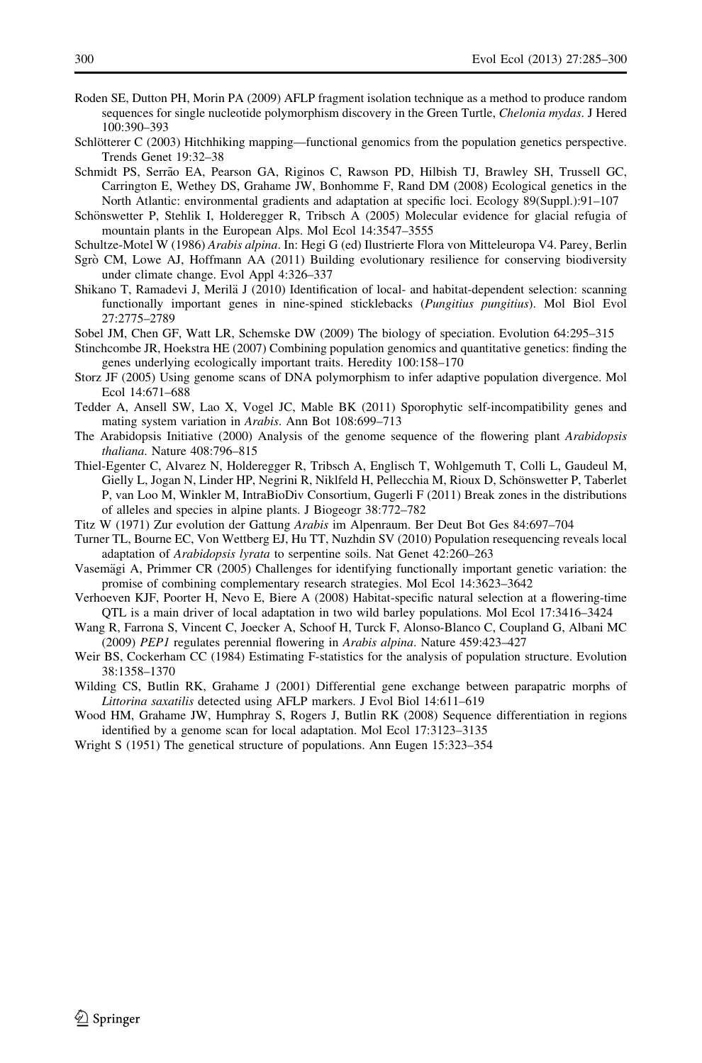Roden SE, Dutton PH, Morin PA (2009) AFLP fragment isolation technique as a method to produce random sequences for single nucleotide polymorphism discovery in the Green Turtle, *Chelonia mydas*. J Hered 100:390–393

Schlötterer C (2003) Hitchhiking mapping—functional genomics from the population genetics perspective. Trends Genet 19:32–38

Schmidt PS, Serrão EA, Pearson GA, Riginos C, Rawson PD, Hilbish TJ, Brawley SH, Trussell GC, Carrington E, Wethey DS, Grahame JW, Bonhomme F, Rand DM (2008) Ecological genetics in the North Atlantic: environmental gradients and adaptation at specific loci. Ecology 89(Suppl.):91–107

Schönswetter P, Stehlik I, Holderegger R, Tribsch A (2005) Molecular evidence for glacial refugia of mountain plants in the European Alps. Mol Ecol 14:3547–3555

Schultze-Motel W (1986) *Arabis alpina*. In: Hegi G (ed) Ilustrierte Flora von Mitteleuropa V4. Parey, Berlin

Sgrò CM, Lowe AJ, Hoffmann AA (2011) Building evolutionary resilience for conserving biodiversity under climate change. Evol Appl 4:326–337

Shikano T, Ramadevi J, Merilä J (2010) Identification of local- and habitat-dependent selection: scanning functionally important genes in nine-spined sticklebacks (*Pungitius pungitius*). Mol Biol Evol 27:2775–2789

Sobel JM, Chen GF, Watt LR, Schemske DW (2009) The biology of speciation. Evolution 64:295–315

Stinchcombe JR, Hoekstra HE (2007) Combining population genomics and quantitative genetics: finding the genes underlying ecologically important traits. Heredity 100:158–170

Storz JF (2005) Using genome scans of DNA polymorphism to infer adaptive population divergence. Mol Ecol 14:671–688

Tedder A, Ansell SW, Lao X, Vogel JC, Mable BK (2011) Sporophytic self-incompatibility genes and mating system variation in *Arabis*. Ann Bot 108:699–713

The Arabidopsis Initiative (2000) Analysis of the genome sequence of the flowering plant *Arabidopsis thaliana*. Nature 408:796–815

Thiel-Egenter C, Alvarez N, Holderegger R, Tribsch A, Englisch T, Wohlgemuth T, Colli L, Gaudeul M, Gielly L, Jogan N, Linder HP, Negrini R, Niklfeld H, Pellecchia M, Rioux D, Schönswetter P, Taberlet P, van Loo M, Winkler M, IntraBioDiv Consortium, Gugerli F (2011) Break zones in the distributions of alleles and species in alpine plants. J Biogeogr 38:772–782

Titz W (1971) Zur evolution der Gattung *Arabis* im Alpenraum. Ber Deut Bot Ges 84:697–704

Turner TL, Bourne EC, Von Wettberg EJ, Hu TT, Nuzhdin SV (2010) Population resequencing reveals local adaptation of *Arabidopsis lyrata* to serpentine soils. Nat Genet 42:260–263

Vasemägi A, Primmer CR (2005) Challenges for identifying functionally important genetic variation: the promise of combining complementary research strategies. Mol Ecol 14:3623–3642

Verhoeven KJF, Poorter H, Nevo E, Biere A (2008) Habitat-specific natural selection at a flowering-time QTL is a main driver of local adaptation in two wild barley populations. Mol Ecol 17:3416–3424

Wang R, Farrona S, Vincent C, Joecker A, Schoof H, Turck F, Alonso-Blanco C, Coupland G, Albani MC (2009) *PEP1* regulates perennial flowering in *Arabis alpina*. Nature 459:423–427

Weir BS, Cockerham CC (1984) Estimating F-statistics for the analysis of population structure. Evolution 38:1358–1370

Wilding CS, Butlin RK, Grahame J (2001) Differential gene exchange between parapatric morphs of *Littorina saxatilis* detected using AFLP markers. J Evol Biol 14:611–619

Wood HM, Grahame JW, Humphray S, Rogers J, Butlin RK (2008) Sequence differentiation in regions identified by a genome scan for local adaptation. Mol Ecol 17:3123–3135

Wright S (1951) The genetical structure of populations. Ann Eugen 15:323–354